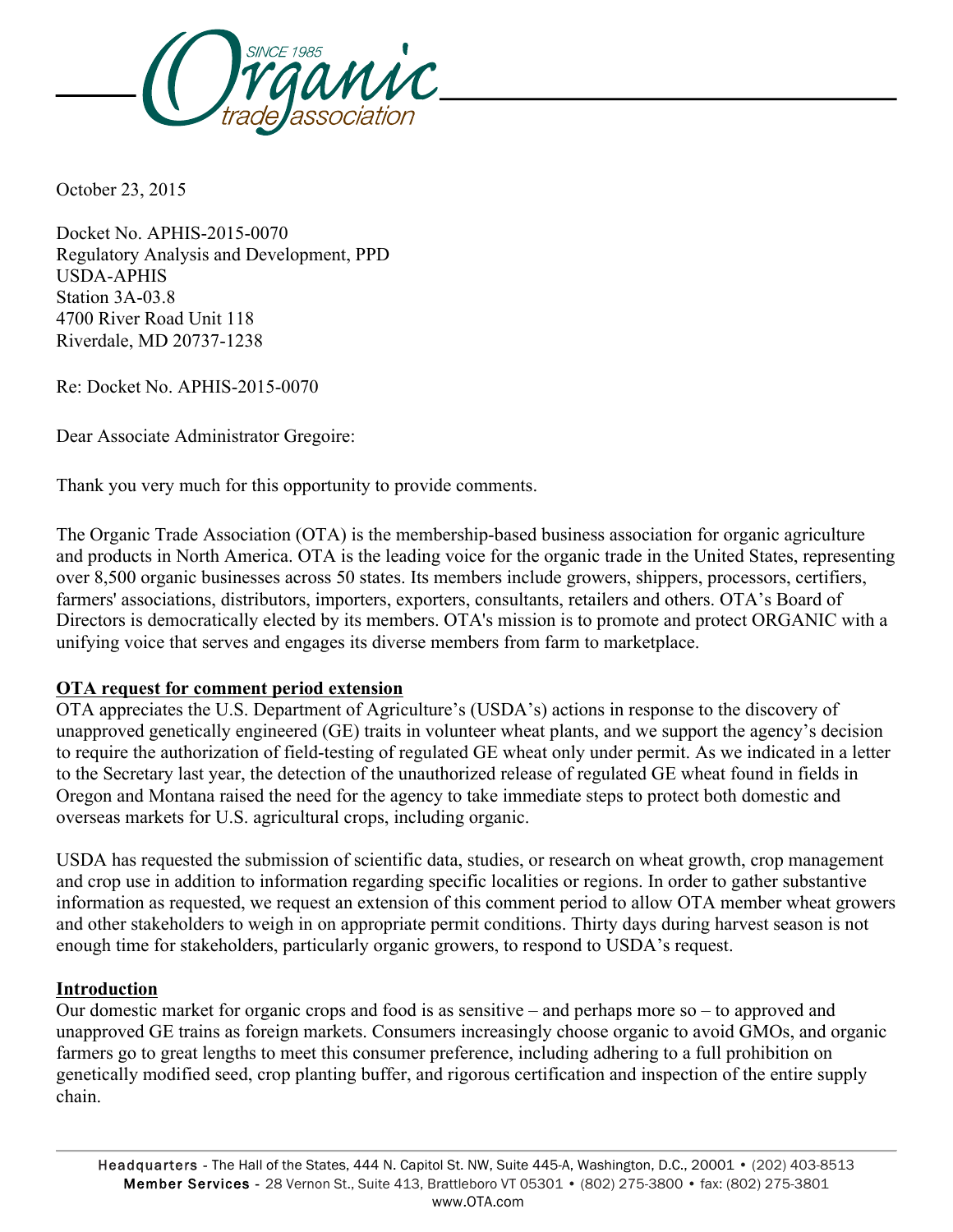October 23, 2015

Docket No. APHIS-2015-0070
Regulatory Analysis and Development, PPD
USDA-APHIS
Station 3A-03.8
4700 River Road Unit 118
Riverdale, MD 20737-1238

Re: Docket No. APHIS-2015-0070

Dear Associate Administrator Gregoire:

Thank you very much for this opportunity to provide comments.

The Organic Trade Association (OTA) is the membership-based business association for organic agriculture and products in North America. OTA is the leading voice for the organic trade in the United States, representing over 8,500 organic businesses across 50 states. Its members include growers, shippers, processors, certifiers, farmers' associations, distributors, importers, exporters, consultants, retailers and others. OTA's Board of Directors is democratically elected by its members. OTA's mission is to promote and protect ORGANIC with a unifying voice that serves and engages its diverse members from farm to marketplace.

**OTA request for comment period extension**

OTA appreciates the U.S. Department of Agriculture's (USDA's) actions in response to the discovery of unapproved genetically engineered (GE) traits in volunteer wheat plants, and we support the agency's decision to require the authorization of field-testing of regulated GE wheat only under permit. As we indicated in a letter to the Secretary last year, the detection of the unauthorized release of regulated GE wheat found in fields in Oregon and Montana raised the need for the agency to take immediate steps to protect both domestic and overseas markets for U.S. agricultural crops, including organic.

USDA has requested the submission of scientific data, studies, or research on wheat growth, crop management and crop use in addition to information regarding specific localities or regions. In order to gather substantive information as requested, we request an extension of this comment period to allow OTA member wheat growers and other stakeholders to weigh in on appropriate permit conditions. Thirty days during harvest season is not enough time for stakeholders, particularly organic growers, to respond to USDA's request.

**Introduction**

Our domestic market for organic crops and food is as sensitive – and perhaps more so – to approved and unapproved GE trains as foreign markets. Consumers increasingly choose organic to avoid GMOs, and organic farmers go to great lengths to meet this consumer preference, including adhering to a full prohibition on genetically modified seed, crop planting buffer, and rigorous certification and inspection of the entire supply chain.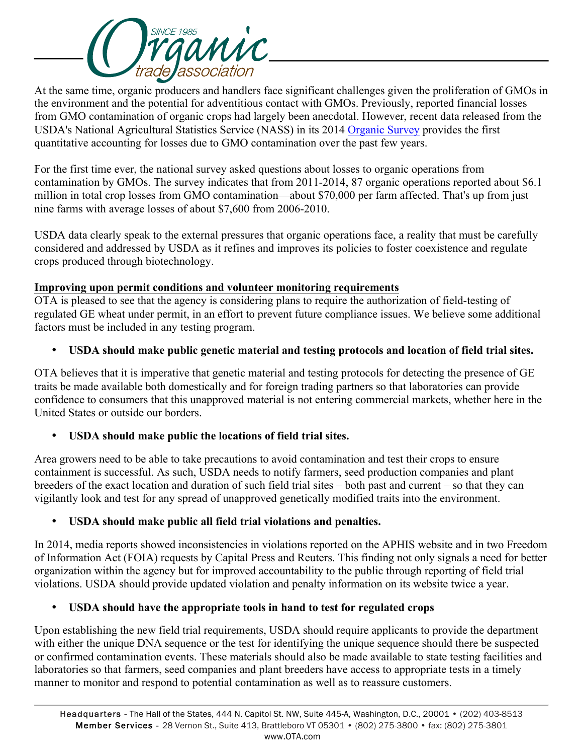At the same time, organic producers and handlers face significant challenges given the proliferation of GMOs in the environment and the potential for adventitious contact with GMOs. Previously, reported financial losses from GMO contamination of organic crops had largely been anecdotal. However, recent data released from the USDA's National Agricultural Statistics Service (NASS) in its 2014 Organic Survey provides the first quantitative accounting for losses due to GMO contamination over the past few years.

For the first time ever, the national survey asked questions about losses to organic operations from contamination by GMOs. The survey indicates that from 2011-2014, 87 organic operations reported about $6.1 million in total crop losses from GMO contamination—about $70,000 per farm affected. That's up from just nine farms with average losses of about $7,600 from 2006-2010.

USDA data clearly speak to the external pressures that organic operations face, a reality that must be carefully considered and addressed by USDA as it refines and improves its policies to foster coexistence and regulate crops produced through biotechnology.

**Improving upon permit conditions and volunteer monitoring requirements**

OTA is pleased to see that the agency is considering plans to require the authorization of field-testing of regulated GE wheat under permit, in an effort to prevent future compliance issues. We believe some additional factors must be included in any testing program.

- **USDA should make public genetic material and testing protocols and location of field trial sites.**

OTA believes that it is imperative that genetic material and testing protocols for detecting the presence of GE traits be made available both domestically and for foreign trading partners so that laboratories can provide confidence to consumers that this unapproved material is not entering commercial markets, whether here in the United States or outside our borders.

- **USDA should make public the locations of field trial sites.**

Area growers need to be able to take precautions to avoid contamination and test their crops to ensure containment is successful. As such, USDA needs to notify farmers, seed production companies and plant breeders of the exact location and duration of such field trial sites – both past and current – so that they can vigilantly look and test for any spread of unapproved genetically modified traits into the environment.

- **USDA should make public all field trial violations and penalties.**

In 2014, media reports showed inconsistencies in violations reported on the APHIS website and in two Freedom of Information Act (FOIA) requests by Capital Press and Reuters. This finding not only signals a need for better organization within the agency but for improved accountability to the public through reporting of field trial violations. USDA should provide updated violation and penalty information on its website twice a year.

- **USDA should have the appropriate tools in hand to test for regulated crops**

Upon establishing the new field trial requirements, USDA should require applicants to provide the department with either the unique DNA sequence or the test for identifying the unique sequence should there be suspected or confirmed contamination events. These materials should also be made available to state testing facilities and laboratories so that farmers, seed companies and plant breeders have access to appropriate tests in a timely manner to monitor and respond to potential contamination as well as to reassure customers.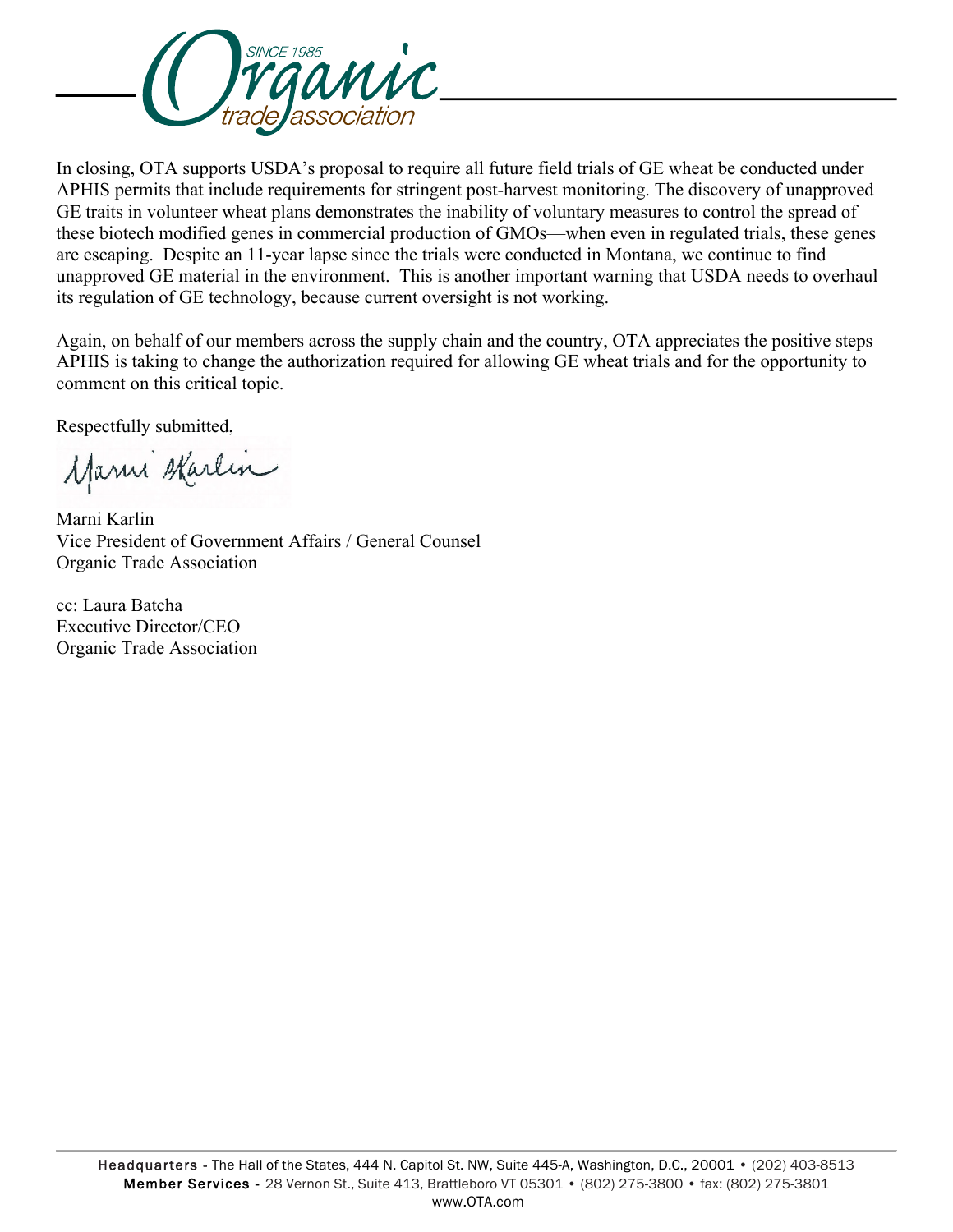In closing, OTA supports USDA's proposal to require all future field trials of GE wheat be conducted under APHIS permits that include requirements for stringent post-harvest monitoring. The discovery of unapproved GE traits in volunteer wheat plans demonstrates the inability of voluntary measures to control the spread of these biotech modified genes in commercial production of GMOs—when even in regulated trials, these genes are escaping. Despite an 11-year lapse since the trials were conducted in Montana, we continue to find unapproved GE material in the environment. This is another important warning that USDA needs to overhaul its regulation of GE technology, because current oversight is not working.

Again, on behalf of our members across the supply chain and the country, OTA appreciates the positive steps APHIS is taking to change the authorization required for allowing GE wheat trials and for the opportunity to comment on this critical topic.

Respectfully submitted,

Marni Karlin
Vice President of Government Affairs / General Counsel
Organic Trade Association

cc: Laura Batcha
Executive Director/CEO
Organic Trade Association